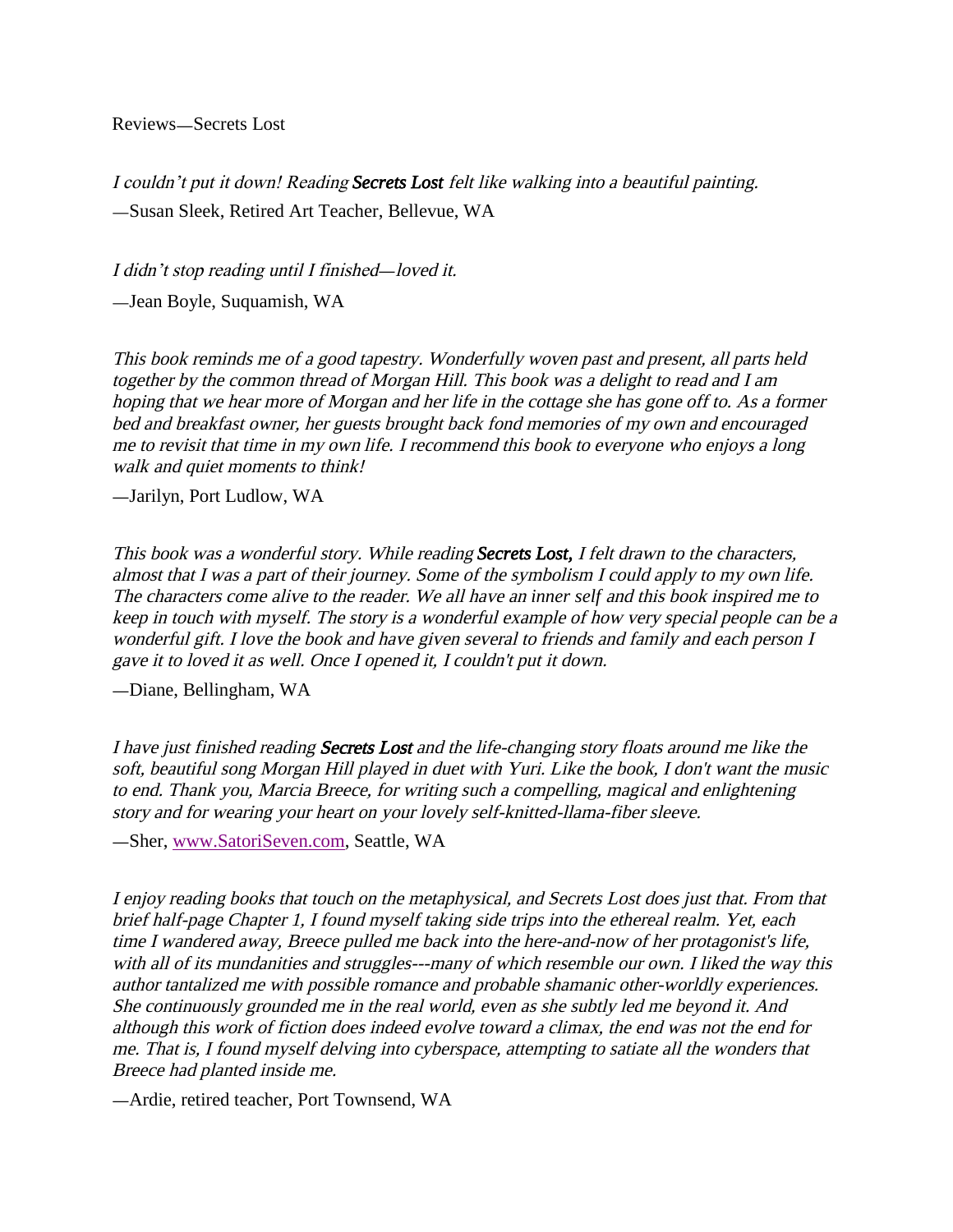Reviews—Secrets Lost

*I couldn't put it down! Reading **Secrets Lost** felt like walking into a beautiful painting.*

—Susan Sleek, Retired Art Teacher, Bellevue, WA

*I didn't stop reading until I finished—loved it.*

—Jean Boyle, Suquamish, WA

*This book reminds me of a good tapestry. Wonderfully woven past and present, all parts held together by the common thread of Morgan Hill. This book was a delight to read and I am hoping that we hear more of Morgan and her life in the cottage she has gone off to. As a former bed and breakfast owner, her guests brought back fond memories of my own and encouraged me to revisit that time in my own life. I recommend this book to everyone who enjoys a long walk and quiet moments to think!*

—Jarilyn, Port Ludlow, WA

*This book was a wonderful story. While reading **Secrets Lost,** I felt drawn to the characters, almost that I was a part of their journey. Some of the symbolism I could apply to my own life. The characters come alive to the reader. We all have an inner self and this book inspired me to keep in touch with myself. The story is a wonderful example of how very special people can be a wonderful gift. I love the book and have given several to friends and family and each person I gave it to loved it as well. Once I opened it, I couldn't put it down.*

—Diane, Bellingham, WA

*I have just finished reading **Secrets Lost** and the life-changing story floats around me like the soft, beautiful song Morgan Hill played in duet with Yuri. Like the book, I don't want the music to end. Thank you, Marcia Breece, for writing such a compelling, magical and enlightening story and for wearing your heart on your lovely self-knitted-llama-fiber sleeve.*

—Sher, [www.SatoriSeven.com](http://www.SatoriSeven.com), Seattle, WA

*I enjoy reading books that touch on the metaphysical, and Secrets Lost does just that. From that brief half-page Chapter 1, I found myself taking side trips into the ethereal realm. Yet, each time I wandered away, Breece pulled me back into the here-and-now of her protagonist's life, with all of its mundanities and struggles---many of which resemble our own. I liked the way this author tantalized me with possible romance and probable shamanic other-worldly experiences. She continuously grounded me in the real world, even as she subtly led me beyond it. And although this work of fiction does indeed evolve toward a climax, the end was not the end for me. That is, I found myself delving into cyberspace, attempting to satiate all the wonders that Breece had planted inside me.*

—Ardie, retired teacher, Port Townsend, WA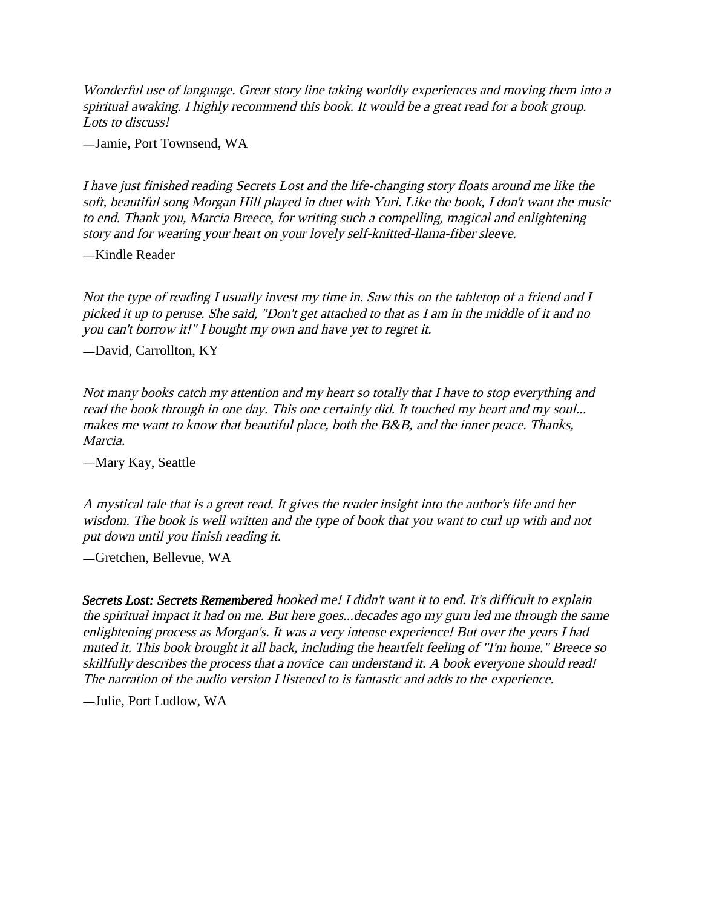*Wonderful use of language. Great story line taking worldly experiences and moving them into a spiritual awaking. I highly recommend this book. It would be a great read for a book group. Lots to discuss!*

—Jamie, Port Townsend, WA

*I have just finished reading Secrets Lost and the life-changing story floats around me like the soft, beautiful song Morgan Hill played in duet with Yuri. Like the book, I don't want the music to end. Thank you, Marcia Breece, for writing such a compelling, magical and enlightening story and for wearing your heart on your lovely self-knitted-llama-fiber sleeve.*

—Kindle Reader

*Not the type of reading I usually invest my time in. Saw this on the tabletop of a friend and I picked it up to peruse. She said, "Don't get attached to that as I am in the middle of it and no you can't borrow it!" I bought my own and have yet to regret it.*

—David, Carrollton, KY

*Not many books catch my attention and my heart so totally that I have to stop everything and read the book through in one day. This one certainly did. It touched my heart and my soul... makes me want to know that beautiful place, both the B&B, and the inner peace. Thanks, Marcia.*

—Mary Kay, Seattle

*A mystical tale that is a great read. It gives the reader insight into the author's life and her wisdom. The book is well written and the type of book that you want to curl up with and not put down until you finish reading it.*

—Gretchen, Bellevue, WA

***Secrets Lost: Secrets Remembered*** *hooked me! I didn't want it to end. It's difficult to explain the spiritual impact it had on me. But here goes...decades ago my guru led me through the same enlightening process as Morgan's. It was a very intense experience! But over the years I had muted it. This book brought it all back, including the heartfelt feeling of "I'm home." Breece so skillfully describes the process that a novice can understand it. A book everyone should read! The narration of the audio version I listened to is fantastic and adds to the experience.*

—Julie, Port Ludlow, WA